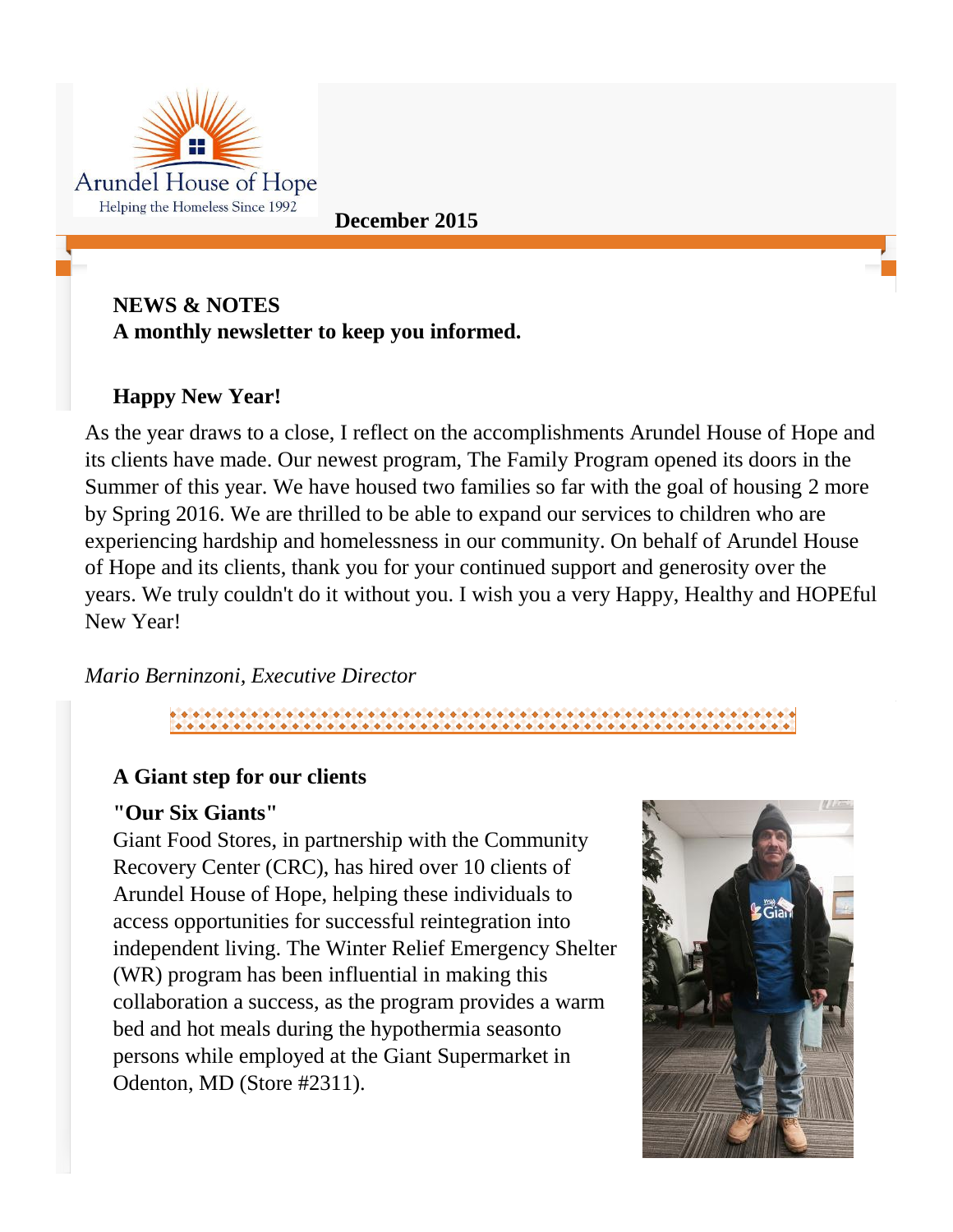Arundel House of Hope

Helping the Homeless Since 1992

**December 2015**

**NEWS & NOTES**
**A monthly newsletter to keep you informed.**

## Happy New Year!

As the year draws to a close, I reflect on the accomplishments Arundel House of Hope and its clients have made. Our newest program, The Family Program opened its doors in the Summer of this year. We have housed two families so far with the goal of housing 2 more by Spring 2016. We are thrilled to be able to expand our services to children who are experiencing hardship and homelessness in our community. On behalf of Arundel House of Hope and its clients, thank you for your continued support and generosity over the years. We truly couldn't do it without you. I wish you a very Happy, Healthy and HOPEful New Year!

*Mario Berninzoni, Executive Director*

## A Giant step for our clients

**"Our Six Giants"**

Giant Food Stores, in partnership with the Community Recovery Center (CRC), has hired over 10 clients of Arundel House of Hope, helping these individuals to access opportunities for successful reintegration into independent living. The Winter Relief Emergency Shelter (WR) program has been influential in making this collaboration a success, as the program provides a warm bed and hot meals during the hypothermia seasonto persons while employed at the Giant Supermarket in Odenton, MD (Store #2311).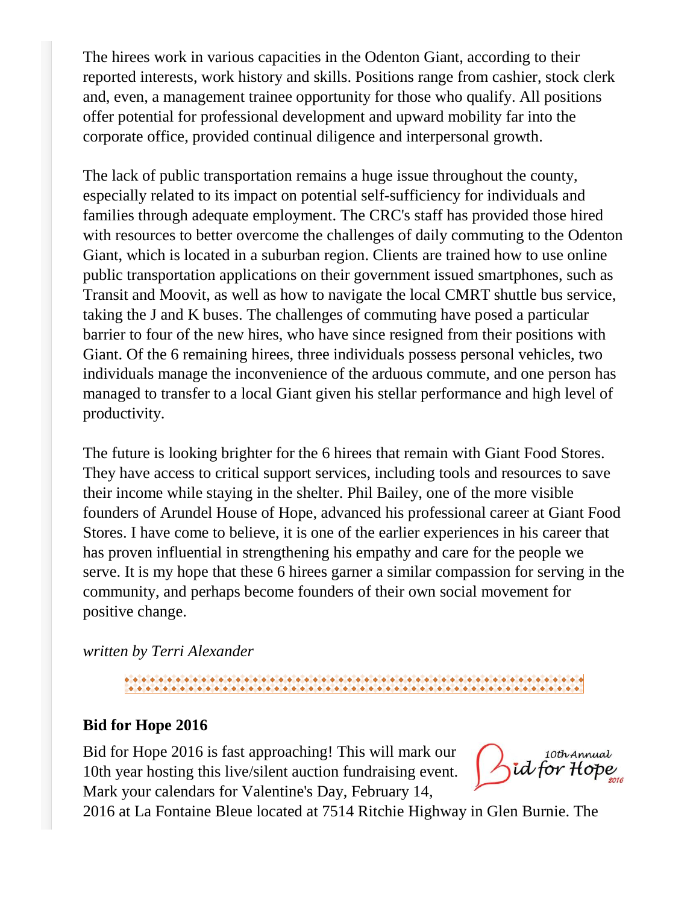The hirees work in various capacities in the Odenton Giant, according to their reported interests, work history and skills. Positions range from cashier, stock clerk and, even, a management trainee opportunity for those who qualify. All positions offer potential for professional development and upward mobility far into the corporate office, provided continual diligence and interpersonal growth.

The lack of public transportation remains a huge issue throughout the county, especially related to its impact on potential self-sufficiency for individuals and families through adequate employment. The CRC's staff has provided those hired with resources to better overcome the challenges of daily commuting to the Odenton Giant, which is located in a suburban region. Clients are trained how to use online public transportation applications on their government issued smartphones, such as Transit and Moovit, as well as how to navigate the local CMRT shuttle bus service, taking the J and K buses. The challenges of commuting have posed a particular barrier to four of the new hires, who have since resigned from their positions with Giant. Of the 6 remaining hirees, three individuals possess personal vehicles, two individuals manage the inconvenience of the arduous commute, and one person has managed to transfer to a local Giant given his stellar performance and high level of productivity.

The future is looking brighter for the 6 hirees that remain with Giant Food Stores. They have access to critical support services, including tools and resources to save their income while staying in the shelter. Phil Bailey, one of the more visible founders of Arundel House of Hope, advanced his professional career at Giant Food Stores. I have come to believe, it is one of the earlier experiences in his career that has proven influential in strengthening his empathy and care for the people we serve. It is my hope that these 6 hirees garner a similar compassion for serving in the community, and perhaps become founders of their own social movement for positive change.

*written by Terri Alexander*

---

**Bid for Hope 2016**

Bid for Hope 2016 is fast approaching! This will mark our 10th year hosting this live/silent auction fundraising event. Mark your calendars for Valentine's Day, February 14, 2016 at La Fontaine Bleue located at 7514 Ritchie Highway in Glen Burnie. The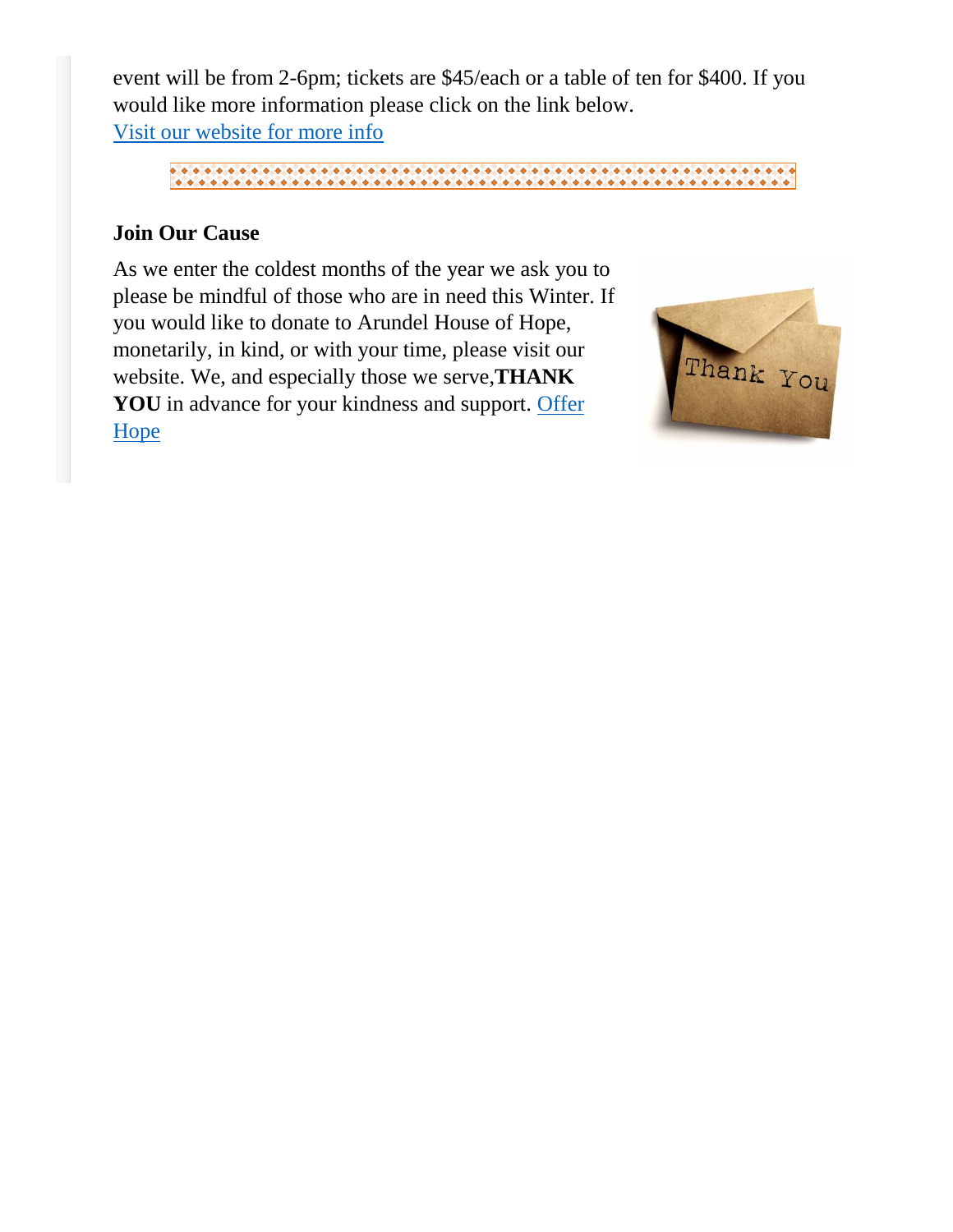event will be from 2-6pm; tickets are $45/each or a table of ten for $400. If you would like more information please click on the link below.
[Visit our website for more info]

**Join Our Cause**

As we enter the coldest months of the year we ask you to please be mindful of those who are in need this Winter. If you would like to donate to Arundel House of Hope, monetarily, in kind, or with your time, please visit our website. We, and especially those we serve,**THANK YOU** in advance for your kindness and support. [Offer Hope]